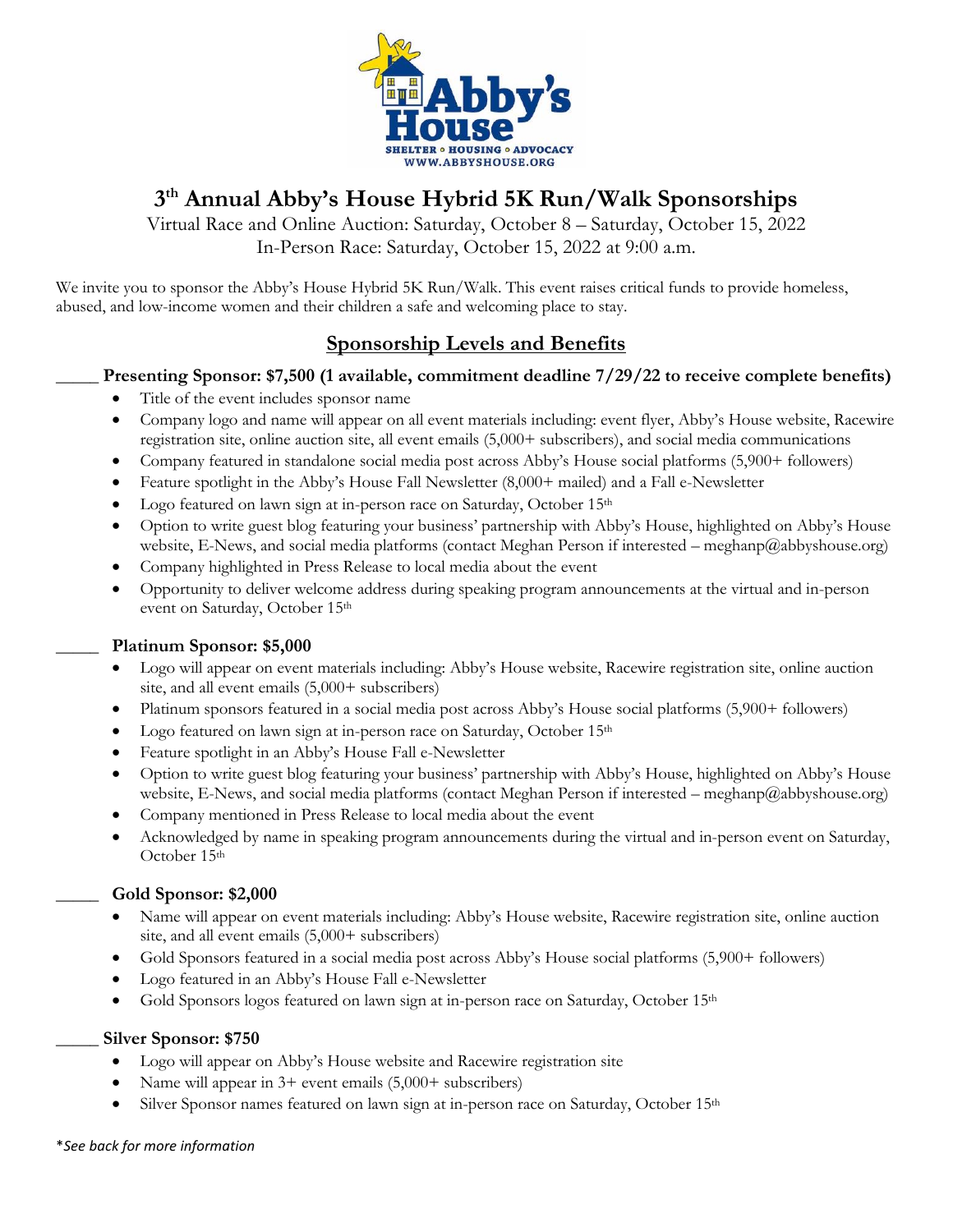# 3th Annual Abby's House Hybrid 5K Run/Walk Sponsorships

Virtual Race and Online Auction: Saturday, October 8 – Saturday, October 15, 2022

In-Person Race: Saturday, October 15, 2022 at 9:00 a.m.

We invite you to sponsor the Abby's House Hybrid 5K Run/Walk. This event raises critical funds to provide homeless, abused, and low-income women and their children a safe and welcoming place to stay.

## Sponsorship Levels and Benefits

**_____ Presenting Sponsor: $7,500 (1 available, commitment deadline 7/29/22 to receive complete benefits)**

- Title of the event includes sponsor name
- Company logo and name will appear on all event materials including: event flyer, Abby's House website, Racewire registration site, online auction site, all event emails (5,000+ subscribers), and social media communications
- Company featured in standalone social media post across Abby's House social platforms (5,900+ followers)
- Feature spotlight in the Abby's House Fall Newsletter (8,000+ mailed) and a Fall e-Newsletter
- Logo featured on lawn sign at in-person race on Saturday, October 15th
- Option to write guest blog featuring your business' partnership with Abby's House, highlighted on Abby's House website, E-News, and social media platforms (contact Meghan Person if interested – meghanp@abbyshouse.org)
- Company highlighted in Press Release to local media about the event
- Opportunity to deliver welcome address during speaking program announcements at the virtual and in-person event on Saturday, October 15th

**_____ Platinum Sponsor: $5,000**

- Logo will appear on event materials including: Abby's House website, Racewire registration site, online auction site, and all event emails (5,000+ subscribers)
- Platinum sponsors featured in a social media post across Abby's House social platforms (5,900+ followers)
- Logo featured on lawn sign at in-person race on Saturday, October 15th
- Feature spotlight in an Abby's House Fall e-Newsletter
- Option to write guest blog featuring your business' partnership with Abby's House, highlighted on Abby's House website, E-News, and social media platforms (contact Meghan Person if interested – meghanp@abbyshouse.org)
- Company mentioned in Press Release to local media about the event
- Acknowledged by name in speaking program announcements during the virtual and in-person event on Saturday, October 15th

**_____ Gold Sponsor: $2,000**

- Name will appear on event materials including: Abby's House website, Racewire registration site, online auction site, and all event emails (5,000+ subscribers)
- Gold Sponsors featured in a social media post across Abby's House social platforms (5,900+ followers)
- Logo featured in an Abby's House Fall e-Newsletter
- Gold Sponsors logos featured on lawn sign at in-person race on Saturday, October 15th

**_____ Silver Sponsor: $750**

- Logo will appear on Abby's House website and Racewire registration site
- Name will appear in 3+ event emails (5,000+ subscribers)
- Silver Sponsor names featured on lawn sign at in-person race on Saturday, October 15th

*\*See back for more information*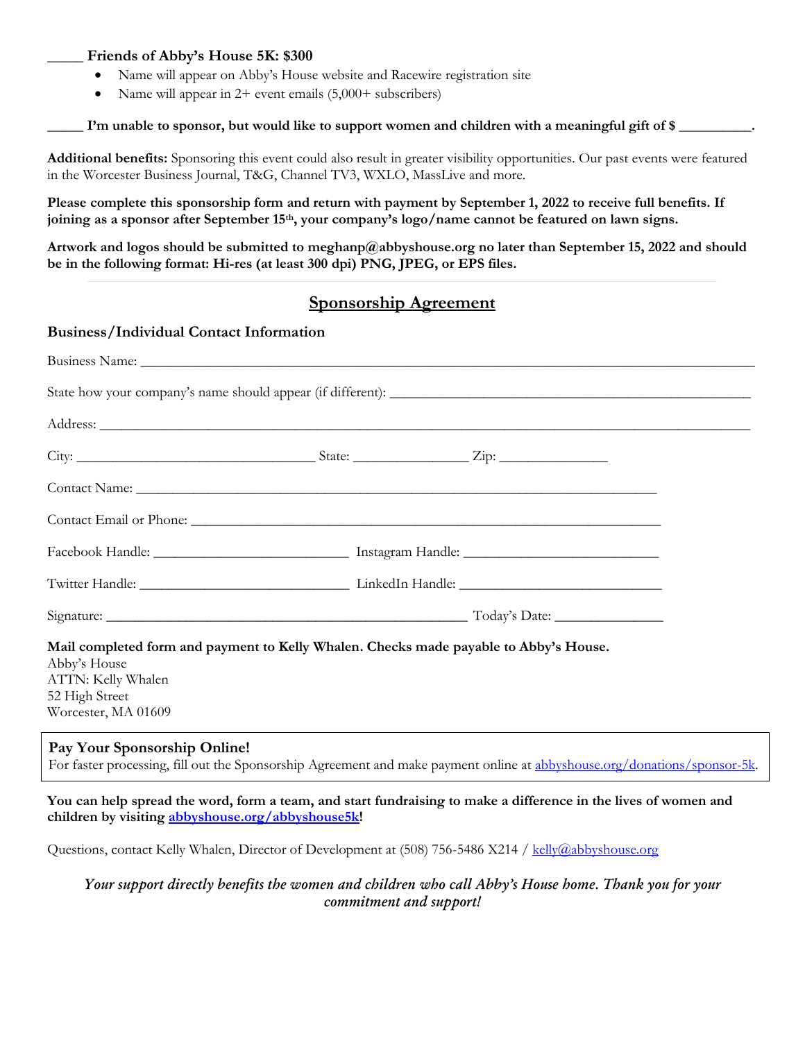**_____ Friends of Abby's House 5K: $300**

- Name will appear on Abby's House website and Racewire registration site
- Name will appear in 2+ event emails (5,000+ subscribers)

**_____ I'm unable to sponsor, but would like to support women and children with a meaningful gift of $ __________.**

**Additional benefits:** Sponsoring this event could also result in greater visibility opportunities. Our past events were featured in the Worcester Business Journal, T&G, Channel TV3, WXLO, MassLive and more.

**Please complete this sponsorship form and return with payment by September 1, 2022 to receive full benefits. If joining as a sponsor after September 15th, your company's logo/name cannot be featured on lawn signs.**

**Artwork and logos should be submitted to meghanp@abbyshouse.org no later than September 15, 2022 and should be in the following format: Hi-res (at least 300 dpi) PNG, JPEG, or EPS files.**

---

## Sponsorship Agreement

### Business/Individual Contact Information

Business Name: ______________________________________________________________

State how your company's name should appear (if different): ______________________________

Address: ____________________________________________________________________

City: ________________________ State: ____________ Zip: ____________

Contact Name: ______________________________________________________

Contact Email or Phone: ______________________________________________

Facebook Handle: ____________________ Instagram Handle: ____________________

Twitter Handle: ______________________ LinkedIn Handle: ____________________

Signature: ______________________________________ Today's Date: ____________

**Mail completed form and payment to Kelly Whalen. Checks made payable to Abby's House.**
Abby's House
ATTN: Kelly Whalen
52 High Street
Worcester, MA 01609

**Pay Your Sponsorship Online!**
For faster processing, fill out the Sponsorship Agreement and make payment online at abbyshouse.org/donations/sponsor-5k.

**You can help spread the word, form a team, and start fundraising to make a difference in the lives of women and children by visiting abbyshouse.org/abbyshouse5k!**

Questions, contact Kelly Whalen, Director of Development at (508) 756-5486 X214 / kelly@abbyshouse.org

*Your support directly benefits the women and children who call Abby's House home. Thank you for your commitment and support!*